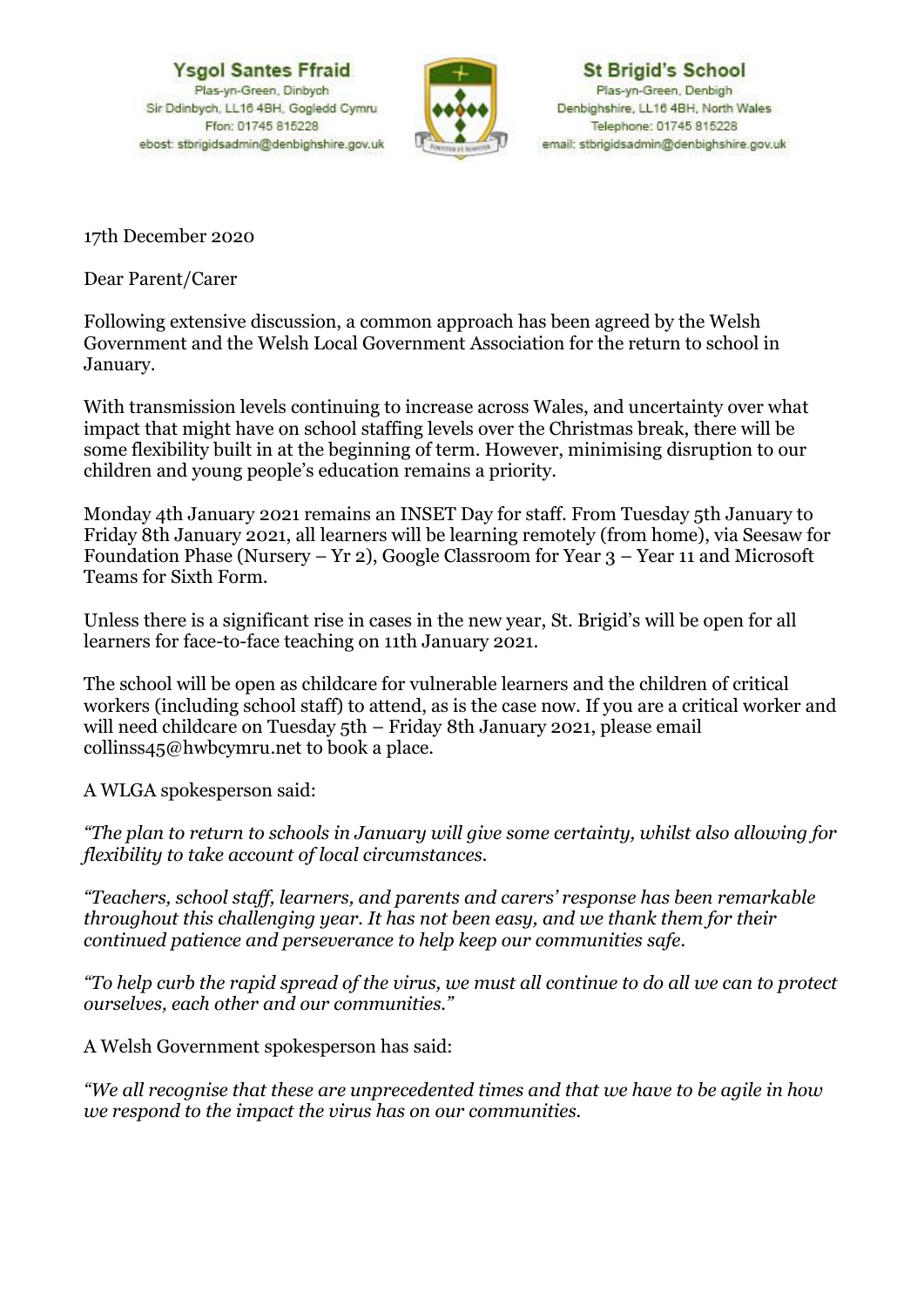**Ysgol Santes Ffraid**
Plas-yn-Green, Dinbych
Sir Ddinbych, LL16 4BH, Gogledd Cymru
Ffon: 01745 815228
ebost: stbrigidsadmin@denbighshire.gov.uk

**St Brigid's School**
Plas-yn-Green, Denbigh
Denbighshire, LL16 4BH, North Wales
Telephone: 01745 815228
email: stbrigidsadmin@denbighshire.gov.uk

17th December 2020

Dear Parent/Carer

Following extensive discussion, a common approach has been agreed by the Welsh Government and the Welsh Local Government Association for the return to school in January.

With transmission levels continuing to increase across Wales, and uncertainty over what impact that might have on school staffing levels over the Christmas break, there will be some flexibility built in at the beginning of term. However, minimising disruption to our children and young people's education remains a priority.

Monday 4th January 2021 remains an INSET Day for staff. From Tuesday 5th January to Friday 8th January 2021, all learners will be learning remotely (from home), via Seesaw for Foundation Phase (Nursery – Yr 2), Google Classroom for Year 3 – Year 11 and Microsoft Teams for Sixth Form.

Unless there is a significant rise in cases in the new year, St. Brigid's will be open for all learners for face-to-face teaching on 11th January 2021.

The school will be open as childcare for vulnerable learners and the children of critical workers (including school staff) to attend, as is the case now. If you are a critical worker and will need childcare on Tuesday 5th – Friday 8th January 2021, please email collinss45@hwbcymru.net to book a place.

A WLGA spokesperson said:

*"The plan to return to schools in January will give some certainty, whilst also allowing for flexibility to take account of local circumstances.*

*"Teachers, school staff, learners, and parents and carers' response has been remarkable throughout this challenging year. It has not been easy, and we thank them for their continued patience and perseverance to help keep our communities safe.*

*"To help curb the rapid spread of the virus, we must all continue to do all we can to protect ourselves, each other and our communities."*

A Welsh Government spokesperson has said:

*"We all recognise that these are unprecedented times and that we have to be agile in how we respond to the impact the virus has on our communities.*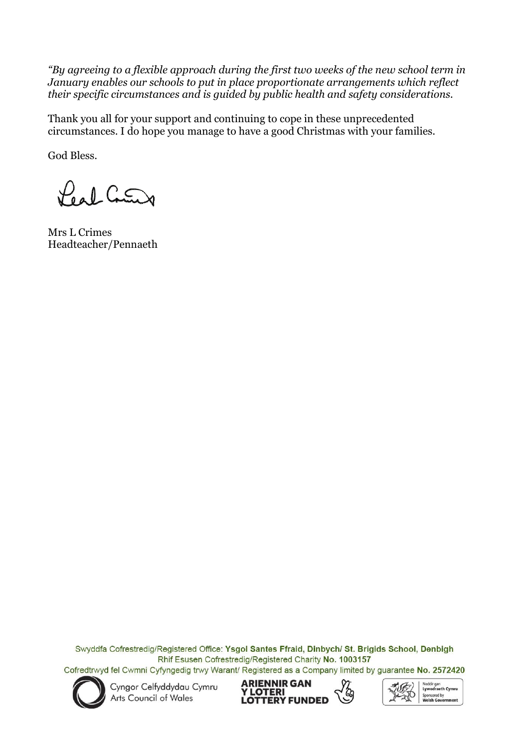*"By agreeing to a flexible approach during the first two weeks of the new school term in January enables our schools to put in place proportionate arrangements which reflect their specific circumstances and is guided by public health and safety considerations.*

Thank you all for your support and continuing to cope in these unprecedented circumstances. I do hope you manage to have a good Christmas with your families.

God Bless.

Mrs L Crimes
Headteacher/Pennaeth

Swyddfa Cofrestredig/Registered Office: **Ysgol Santes Ffraid, Dinbych/ St. Brigids School, Denbigh**
Rhif Esusen Cofrestredig/Registered Charity **No. 1003157**
Cofredtrwyd fel Cwmni Cyfyngedig trwy Warant/ Registered as a Company limited by guarantee **No. 2572420**

Cyngor Celfyddydau Cymru
Arts Council of Wales

ARIENNIR GAN
Y LOTERI
LOTTERY FUNDED

Noddir gan
Lywodraeth Cymru
Sponsored by
Welsh Government